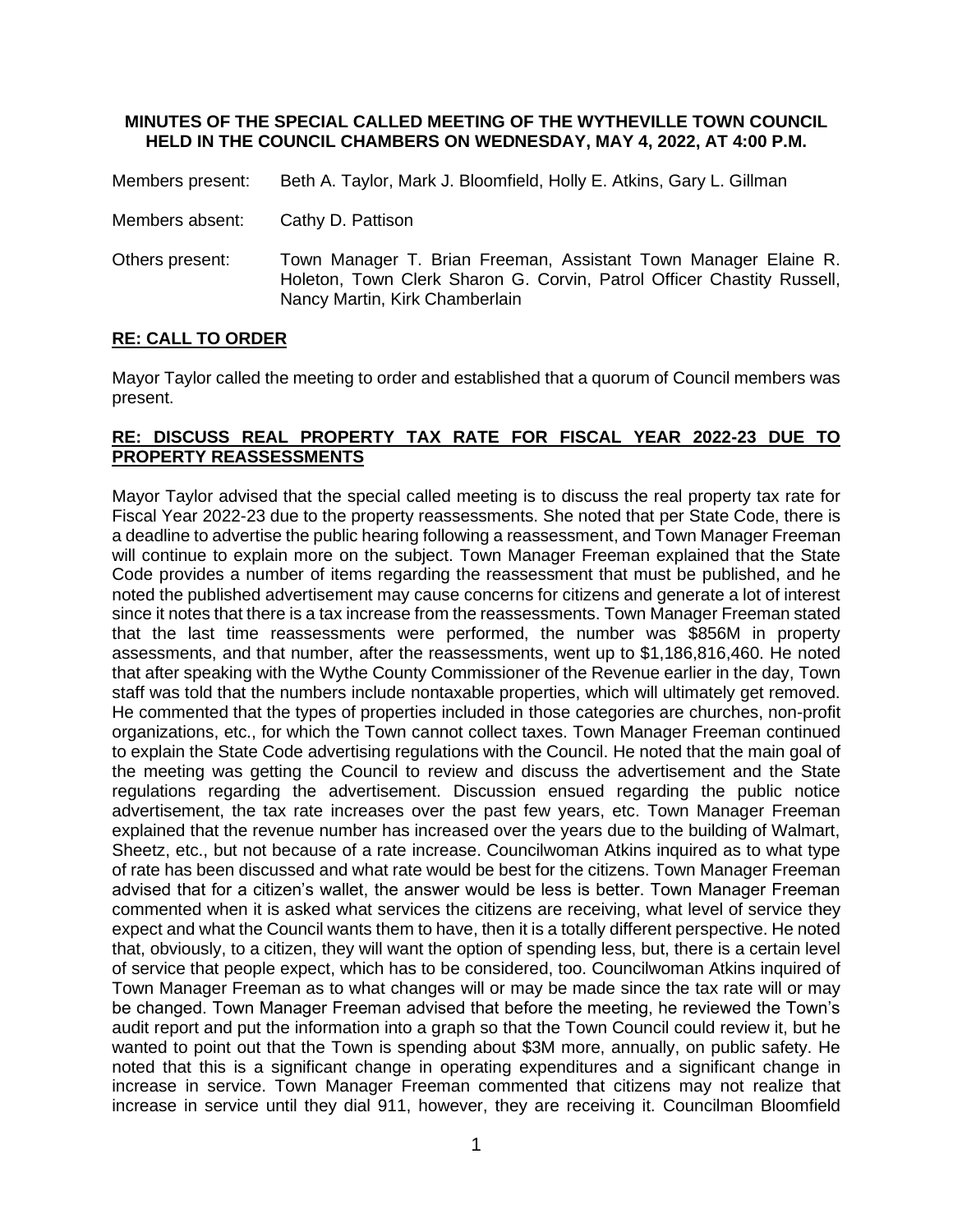**MINUTES OF THE SPECIAL CALLED MEETING OF THE WYTHEVILLE TOWN COUNCIL HELD IN THE COUNCIL CHAMBERS ON WEDNESDAY, MAY 4, 2022, AT 4:00 P.M.**

Members present: Beth A. Taylor, Mark J. Bloomfield, Holly E. Atkins, Gary L. Gillman

Members absent: Cathy D. Pattison

Others present: Town Manager T. Brian Freeman, Assistant Town Manager Elaine R. Holeton, Town Clerk Sharon G. Corvin, Patrol Officer Chastity Russell, Nancy Martin, Kirk Chamberlain

## RE: CALL TO ORDER

Mayor Taylor called the meeting to order and established that a quorum of Council members was present.

## RE: DISCUSS REAL PROPERTY TAX RATE FOR FISCAL YEAR 2022-23 DUE TO PROPERTY REASSESSMENTS

Mayor Taylor advised that the special called meeting is to discuss the real property tax rate for Fiscal Year 2022-23 due to the property reassessments. She noted that per State Code, there is a deadline to advertise the public hearing following a reassessment, and Town Manager Freeman will continue to explain more on the subject. Town Manager Freeman explained that the State Code provides a number of items regarding the reassessment that must be published, and he noted the published advertisement may cause concerns for citizens and generate a lot of interest since it notes that there is a tax increase from the reassessments. Town Manager Freeman stated that the last time reassessments were performed, the number was $856M in property assessments, and that number, after the reassessments, went up to $1,186,816,460. He noted that after speaking with the Wythe County Commissioner of the Revenue earlier in the day, Town staff was told that the numbers include nontaxable properties, which will ultimately get removed. He commented that the types of properties included in those categories are churches, non-profit organizations, etc., for which the Town cannot collect taxes. Town Manager Freeman continued to explain the State Code advertising regulations with the Council. He noted that the main goal of the meeting was getting the Council to review and discuss the advertisement and the State regulations regarding the advertisement. Discussion ensued regarding the public notice advertisement, the tax rate increases over the past few years, etc. Town Manager Freeman explained that the revenue number has increased over the years due to the building of Walmart, Sheetz, etc., but not because of a rate increase. Councilwoman Atkins inquired as to what type of rate has been discussed and what rate would be best for the citizens. Town Manager Freeman advised that for a citizen's wallet, the answer would be less is better. Town Manager Freeman commented when it is asked what services the citizens are receiving, what level of service they expect and what the Council wants them to have, then it is a totally different perspective. He noted that, obviously, to a citizen, they will want the option of spending less, but, there is a certain level of service that people expect, which has to be considered, too. Councilwoman Atkins inquired of Town Manager Freeman as to what changes will or may be made since the tax rate will or may be changed. Town Manager Freeman advised that before the meeting, he reviewed the Town's audit report and put the information into a graph so that the Town Council could review it, but he wanted to point out that the Town is spending about $3M more, annually, on public safety. He noted that this is a significant change in operating expenditures and a significant change in increase in service. Town Manager Freeman commented that citizens may not realize that increase in service until they dial 911, however, they are receiving it. Councilman Bloomfield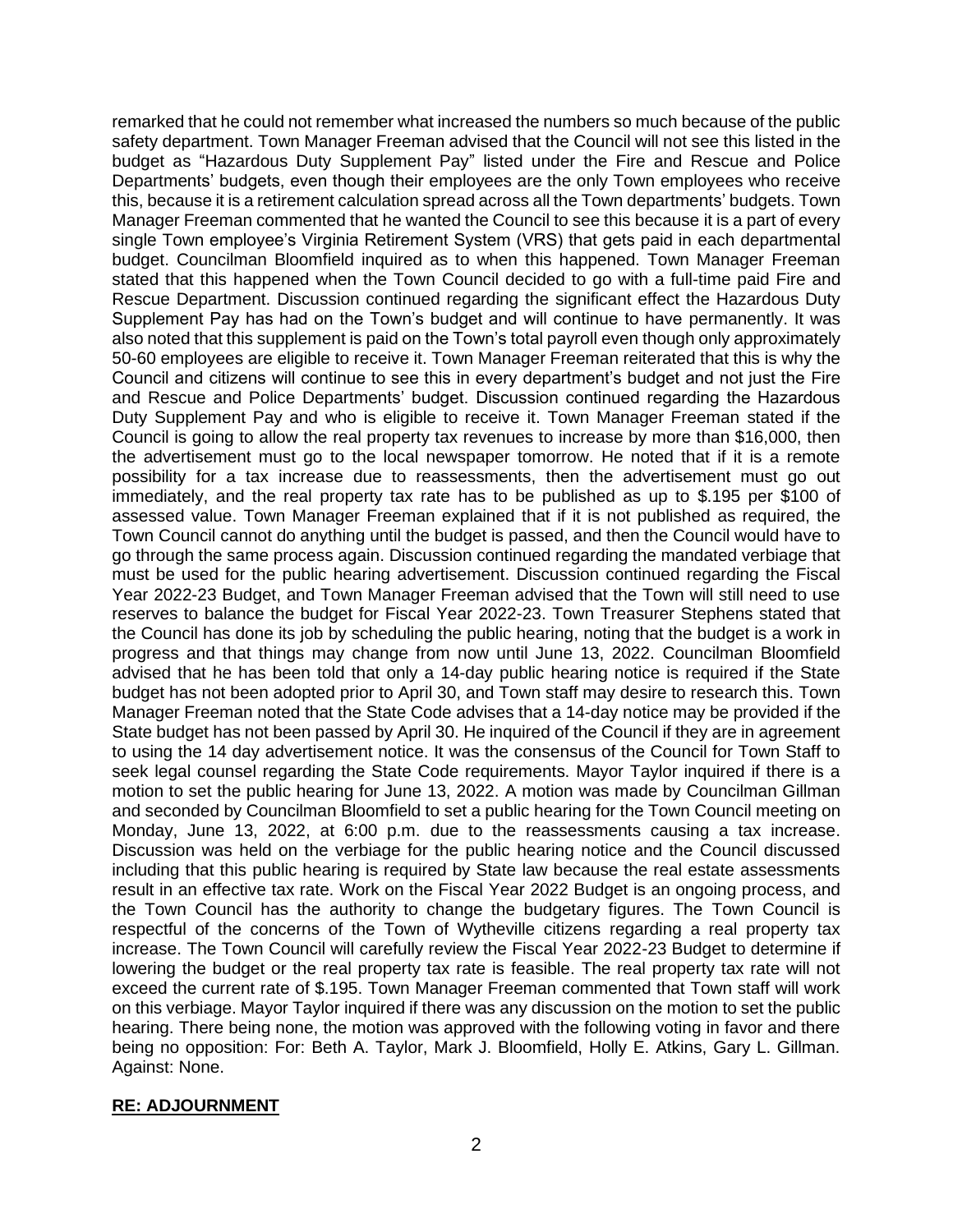remarked that he could not remember what increased the numbers so much because of the public safety department. Town Manager Freeman advised that the Council will not see this listed in the budget as "Hazardous Duty Supplement Pay" listed under the Fire and Rescue and Police Departments' budgets, even though their employees are the only Town employees who receive this, because it is a retirement calculation spread across all the Town departments' budgets. Town Manager Freeman commented that he wanted the Council to see this because it is a part of every single Town employee's Virginia Retirement System (VRS) that gets paid in each departmental budget. Councilman Bloomfield inquired as to when this happened. Town Manager Freeman stated that this happened when the Town Council decided to go with a full-time paid Fire and Rescue Department. Discussion continued regarding the significant effect the Hazardous Duty Supplement Pay has had on the Town's budget and will continue to have permanently. It was also noted that this supplement is paid on the Town's total payroll even though only approximately 50-60 employees are eligible to receive it. Town Manager Freeman reiterated that this is why the Council and citizens will continue to see this in every department's budget and not just the Fire and Rescue and Police Departments' budget. Discussion continued regarding the Hazardous Duty Supplement Pay and who is eligible to receive it. Town Manager Freeman stated if the Council is going to allow the real property tax revenues to increase by more than $16,000, then the advertisement must go to the local newspaper tomorrow. He noted that if it is a remote possibility for a tax increase due to reassessments, then the advertisement must go out immediately, and the real property tax rate has to be published as up to $.195 per $100 of assessed value. Town Manager Freeman explained that if it is not published as required, the Town Council cannot do anything until the budget is passed, and then the Council would have to go through the same process again. Discussion continued regarding the mandated verbiage that must be used for the public hearing advertisement. Discussion continued regarding the Fiscal Year 2022-23 Budget, and Town Manager Freeman advised that the Town will still need to use reserves to balance the budget for Fiscal Year 2022-23. Town Treasurer Stephens stated that the Council has done its job by scheduling the public hearing, noting that the budget is a work in progress and that things may change from now until June 13, 2022. Councilman Bloomfield advised that he has been told that only a 14-day public hearing notice is required if the State budget has not been adopted prior to April 30, and Town staff may desire to research this. Town Manager Freeman noted that the State Code advises that a 14-day notice may be provided if the State budget has not been passed by April 30. He inquired of the Council if they are in agreement to using the 14 day advertisement notice. It was the consensus of the Council for Town Staff to seek legal counsel regarding the State Code requirements. Mayor Taylor inquired if there is a motion to set the public hearing for June 13, 2022. A motion was made by Councilman Gillman and seconded by Councilman Bloomfield to set a public hearing for the Town Council meeting on Monday, June 13, 2022, at 6:00 p.m. due to the reassessments causing a tax increase. Discussion was held on the verbiage for the public hearing notice and the Council discussed including that this public hearing is required by State law because the real estate assessments result in an effective tax rate. Work on the Fiscal Year 2022 Budget is an ongoing process, and the Town Council has the authority to change the budgetary figures. The Town Council is respectful of the concerns of the Town of Wytheville citizens regarding a real property tax increase. The Town Council will carefully review the Fiscal Year 2022-23 Budget to determine if lowering the budget or the real property tax rate is feasible. The real property tax rate will not exceed the current rate of $.195. Town Manager Freeman commented that Town staff will work on this verbiage. Mayor Taylor inquired if there was any discussion on the motion to set the public hearing. There being none, the motion was approved with the following voting in favor and there being no opposition: For: Beth A. Taylor, Mark J. Bloomfield, Holly E. Atkins, Gary L. Gillman. Against: None.

**RE: ADJOURNMENT**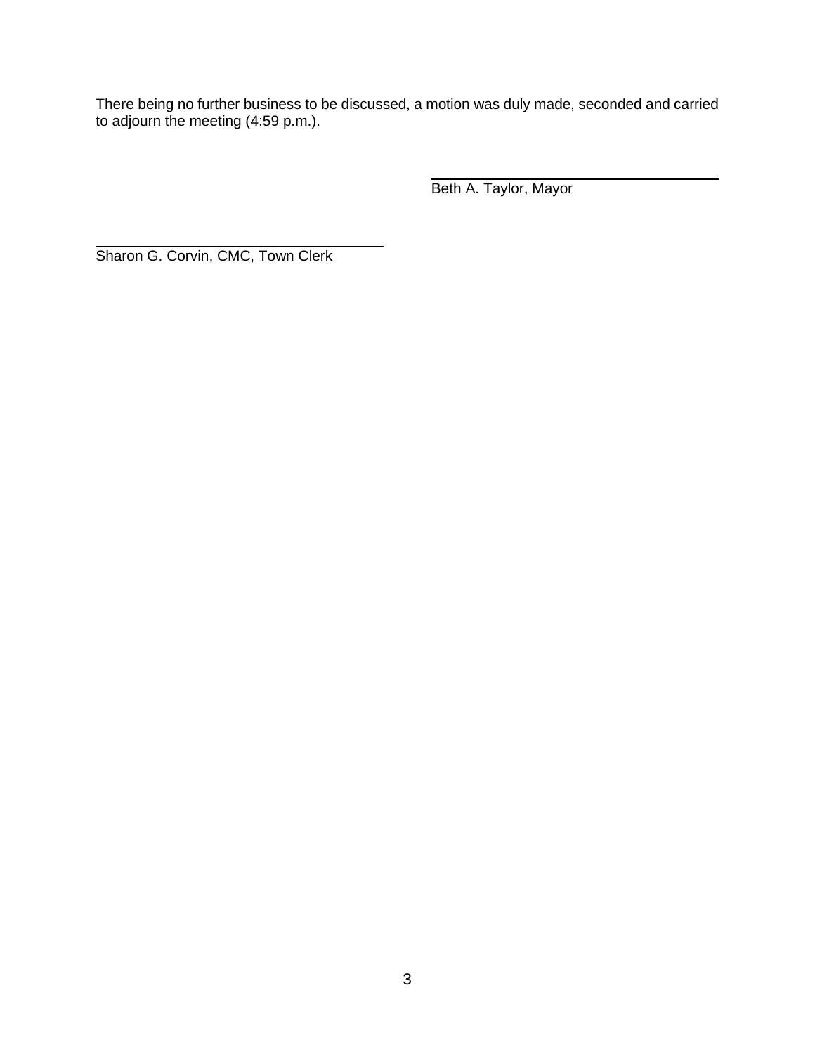There being no further business to be discussed, a motion was duly made, seconded and carried to adjourn the meeting (4:59 p.m.).

Beth A. Taylor, Mayor

Sharon G. Corvin, CMC, Town Clerk